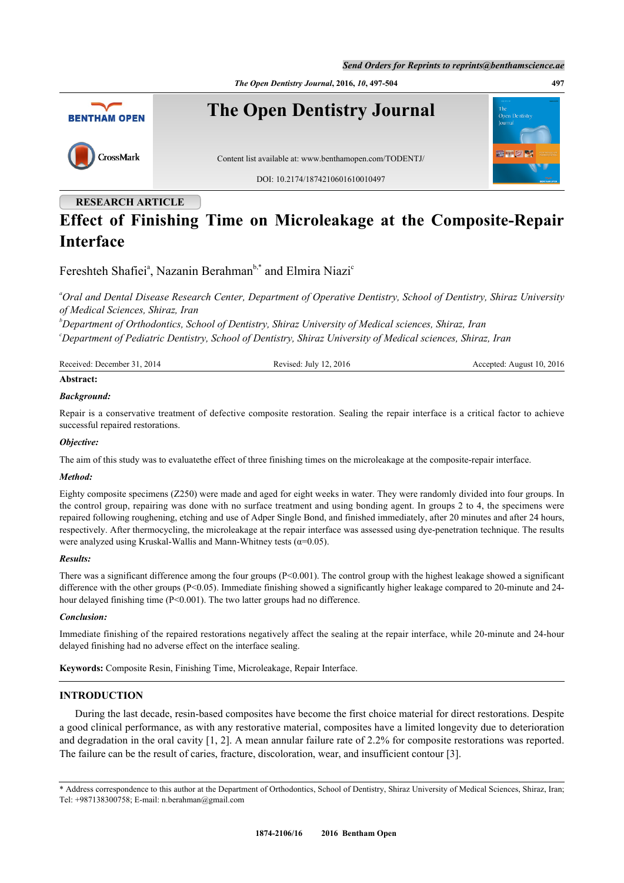RESEARCH ARTICLE

# Effect of Finishing Time on Microleakage at the Composite-Repair Interface

Fereshteh Shafiei[a], Nazanin Berahman[b,*] and Elmira Niazi[c]

*[a]Oral and Dental Disease Research Center, Department of Operative Dentistry, School of Dentistry, Shiraz University of Medical Sciences, Shiraz, Iran*
*[b]Department of Orthodontics, School of Dentistry, Shiraz University of Medical sciences, Shiraz, Iran*
*[c]Department of Pediatric Dentistry, School of Dentistry, Shiraz University of Medical sciences, Shiraz, Iran*

Received: December 31, 2014 | Revised: July 12, 2016 | Accepted: August 10, 2016

**Abstract:**

***Background:***

Repair is a conservative treatment of defective composite restoration. Sealing the repair interface is a critical factor to achieve successful repaired restorations.

***Objective:***

The aim of this study was to evaluatethe effect of three finishing times on the microleakage at the composite-repair interface.

***Method:***

Eighty composite specimens (Z250) were made and aged for eight weeks in water. They were randomly divided into four groups. In the control group, repairing was done with no surface treatment and using bonding agent. In groups 2 to 4, the specimens were repaired following roughening, etching and use of Adper Single Bond, and finished immediately, after 20 minutes and after 24 hours, respectively. After thermocycling, the microleakage at the repair interface was assessed using dye-penetration technique. The results were analyzed using Kruskal-Wallis and Mann-Whitney tests ($\alpha$=0.05).

***Results:***

There was a significant difference among the four groups ($P<0.001$). The control group with the highest leakage showed a significant difference with the other groups ($P<0.05$). Immediate finishing showed a significantly higher leakage compared to 20-minute and 24-hour delayed finishing time ($P<0.001$). The two latter groups had no difference.

***Conclusion:***

Immediate finishing of the repaired restorations negatively affect the sealing at the repair interface, while 20-minute and 24-hour delayed finishing had no adverse effect on the interface sealing.

**Keywords:** Composite Resin, Finishing Time, Microleakage, Repair Interface.

## INTRODUCTION

During the last decade, resin-based composites have become the first choice material for direct restorations. Despite a good clinical performance, as with any restorative material, composites have a limited longevity due to deterioration and degradation in the oral cavity [1, 2]. A mean annular failure rate of 2.2% for composite restorations was reported. The failure can be the result of caries, fracture, discoloration, wear, and insufficient contour [3].

---

\* Address correspondence to this author at the Department of Orthodontics, School of Dentistry, Shiraz University of Medical Sciences, Shiraz, Iran; Tel: +987138300758; E-mail: n.berahman@gmail.com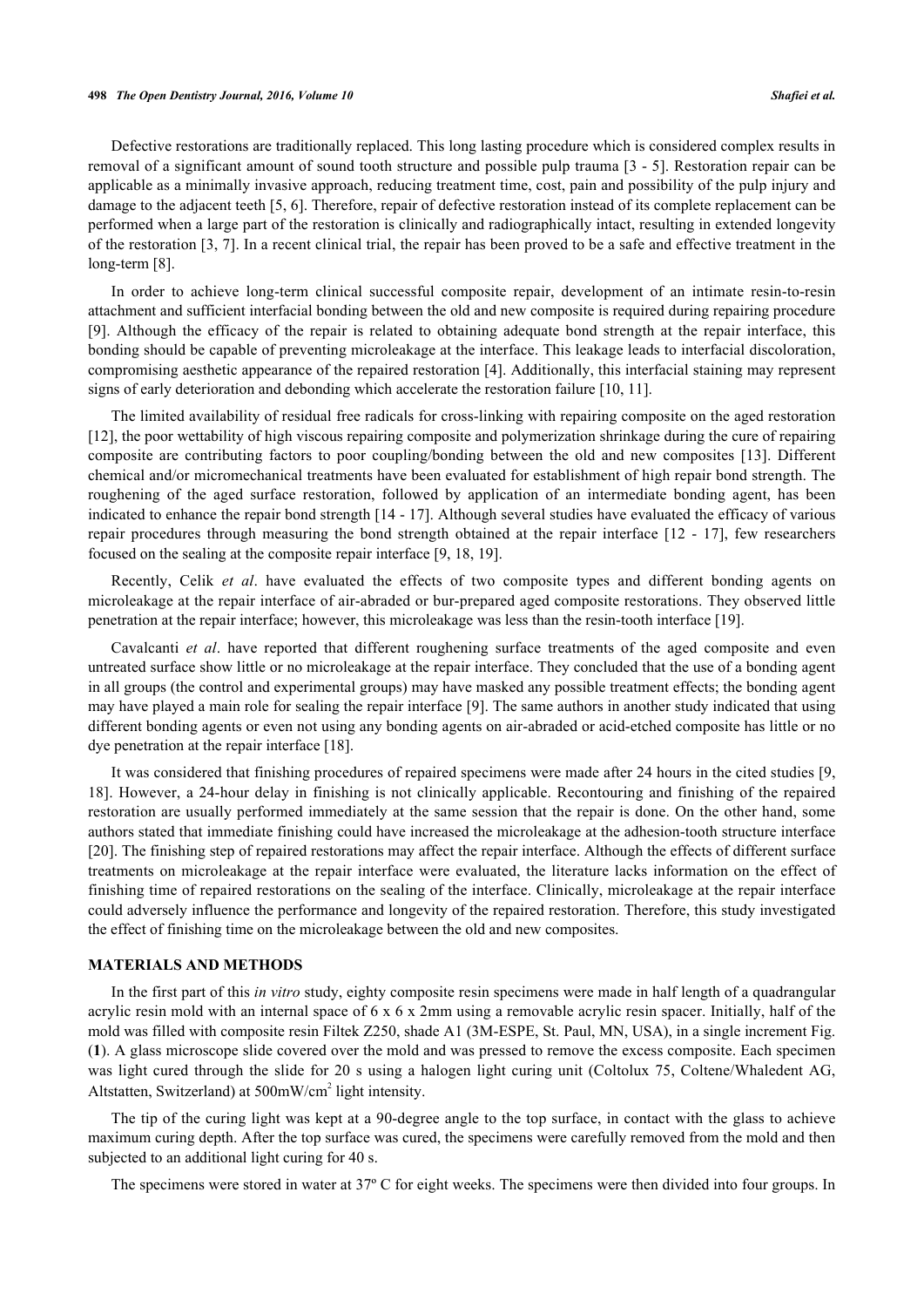Defective restorations are traditionally replaced. This long lasting procedure which is considered complex results in removal of a significant amount of sound tooth structure and possible pulp trauma [3 - 5]. Restoration repair can be applicable as a minimally invasive approach, reducing treatment time, cost, pain and possibility of the pulp injury and damage to the adjacent teeth [5, 6]. Therefore, repair of defective restoration instead of its complete replacement can be performed when a large part of the restoration is clinically and radiographically intact, resulting in extended longevity of the restoration [3, 7]. In a recent clinical trial, the repair has been proved to be a safe and effective treatment in the long-term [8].

In order to achieve long-term clinical successful composite repair, development of an intimate resin-to-resin attachment and sufficient interfacial bonding between the old and new composite is required during repairing procedure [9]. Although the efficacy of the repair is related to obtaining adequate bond strength at the repair interface, this bonding should be capable of preventing microleakage at the interface. This leakage leads to interfacial discoloration, compromising aesthetic appearance of the repaired restoration [4]. Additionally, this interfacial staining may represent signs of early deterioration and debonding which accelerate the restoration failure [10, 11].

The limited availability of residual free radicals for cross-linking with repairing composite on the aged restoration [12], the poor wettability of high viscous repairing composite and polymerization shrinkage during the cure of repairing composite are contributing factors to poor coupling/bonding between the old and new composites [13]. Different chemical and/or micromechanical treatments have been evaluated for establishment of high repair bond strength. The roughening of the aged surface restoration, followed by application of an intermediate bonding agent, has been indicated to enhance the repair bond strength [14 - 17]. Although several studies have evaluated the efficacy of various repair procedures through measuring the bond strength obtained at the repair interface [12 - 17], few researchers focused on the sealing at the composite repair interface [9, 18, 19].

Recently, Celik *et al*. have evaluated the effects of two composite types and different bonding agents on microleakage at the repair interface of air-abraded or bur-prepared aged composite restorations. They observed little penetration at the repair interface; however, this microleakage was less than the resin-tooth interface [19].

Cavalcanti *et al*. have reported that different roughening surface treatments of the aged composite and even untreated surface show little or no microleakage at the repair interface. They concluded that the use of a bonding agent in all groups (the control and experimental groups) may have masked any possible treatment effects; the bonding agent may have played a main role for sealing the repair interface [9]. The same authors in another study indicated that using different bonding agents or even not using any bonding agents on air-abraded or acid-etched composite has little or no dye penetration at the repair interface [18].

It was considered that finishing procedures of repaired specimens were made after 24 hours in the cited studies [9, 18]. However, a 24-hour delay in finishing is not clinically applicable. Recontouring and finishing of the repaired restoration are usually performed immediately at the same session that the repair is done. On the other hand, some authors stated that immediate finishing could have increased the microleakage at the adhesion-tooth structure interface [20]. The finishing step of repaired restorations may affect the repair interface. Although the effects of different surface treatments on microleakage at the repair interface were evaluated, the literature lacks information on the effect of finishing time of repaired restorations on the sealing of the interface. Clinically, microleakage at the repair interface could adversely influence the performance and longevity of the repaired restoration. Therefore, this study investigated the effect of finishing time on the microleakage between the old and new composites.

## MATERIALS AND METHODS

In the first part of this *in vitro* study, eighty composite resin specimens were made in half length of a quadrangular acrylic resin mold with an internal space of 6 x 6 x 2mm using a removable acrylic resin spacer. Initially, half of the mold was filled with composite resin Filtek Z250, shade A1 (3M-ESPE, St. Paul, MN, USA), in a single increment Fig. (**1**). A glass microscope slide covered over the mold and was pressed to remove the excess composite. Each specimen was light cured through the slide for 20 s using a halogen light curing unit (Coltolux 75, Coltene/Whaledent AG, Altstatten, Switzerland) at 500mW/cm$^2$ light intensity.

The tip of the curing light was kept at a 90-degree angle to the top surface, in contact with the glass to achieve maximum curing depth. After the top surface was cured, the specimens were carefully removed from the mold and then subjected to an additional light curing for 40 s.

The specimens were stored in water at 37º C for eight weeks. The specimens were then divided into four groups. In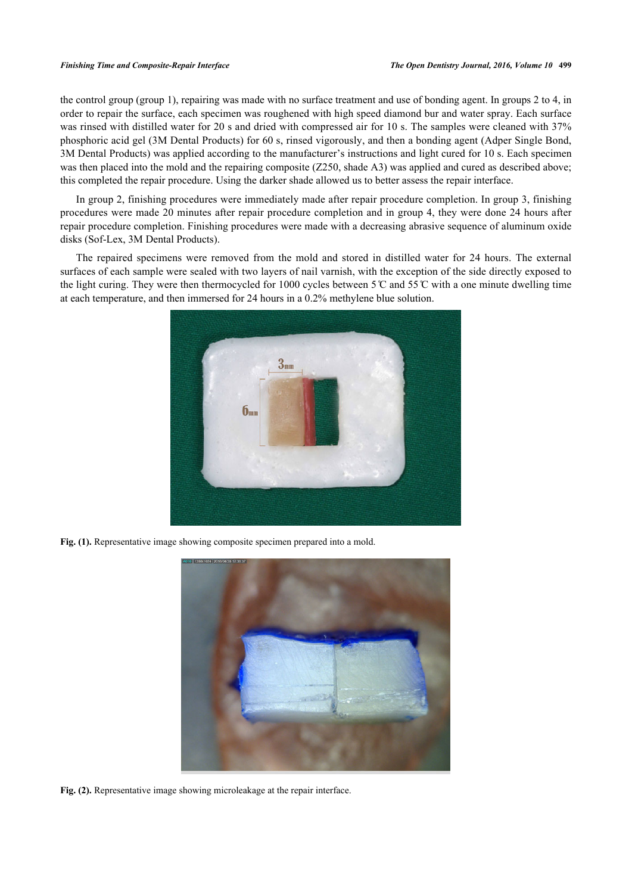the control group (group 1), repairing was made with no surface treatment and use of bonding agent. In groups 2 to 4, in order to repair the surface, each specimen was roughened with high speed diamond bur and water spray. Each surface was rinsed with distilled water for 20 s and dried with compressed air for 10 s. The samples were cleaned with 37% phosphoric acid gel (3M Dental Products) for 60 s, rinsed vigorously, and then a bonding agent (Adper Single Bond, 3M Dental Products) was applied according to the manufacturer's instructions and light cured for 10 s. Each specimen was then placed into the mold and the repairing composite (Z250, shade A3) was applied and cured as described above; this completed the repair procedure. Using the darker shade allowed us to better assess the repair interface.

In group 2, finishing procedures were immediately made after repair procedure completion. In group 3, finishing procedures were made 20 minutes after repair procedure completion and in group 4, they were done 24 hours after repair procedure completion. Finishing procedures were made with a decreasing abrasive sequence of aluminum oxide disks (Sof-Lex, 3M Dental Products).

The repaired specimens were removed from the mold and stored in distilled water for 24 hours. The external surfaces of each sample were sealed with two layers of nail varnish, with the exception of the side directly exposed to the light curing. They were then thermocycled for 1000 cycles between 5℃ and 55℃ with a one minute dwelling time at each temperature, and then immersed for 24 hours in a 0.2% methylene blue solution.

**Fig. (1).** Representative image showing composite specimen prepared into a mold.

**Fig. (2).** Representative image showing microleakage at the repair interface.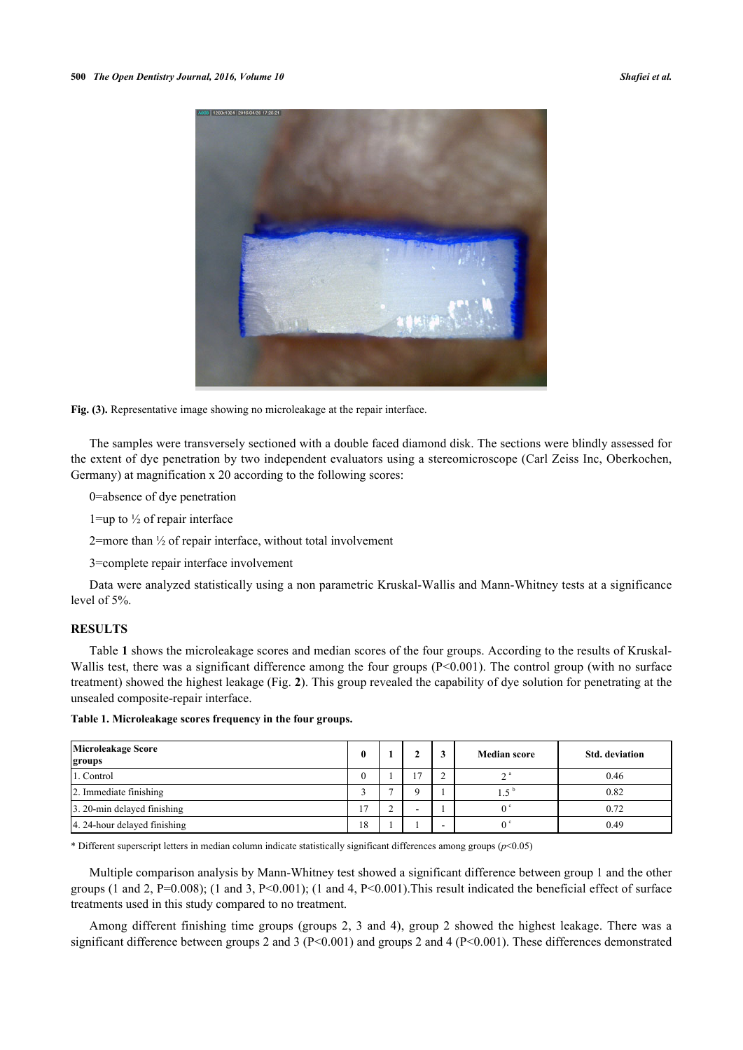Fig. (3). Representative image showing no microleakage at the repair interface.

The samples were transversely sectioned with a double faced diamond disk. The sections were blindly assessed for the extent of dye penetration by two independent evaluators using a stereomicroscope (Carl Zeiss Inc, Oberkochen, Germany) at magnification x 20 according to the following scores:

0=absence of dye penetration

1=up to ½ of repair interface

2=more than ½ of repair interface, without total involvement

3=complete repair interface involvement

Data were analyzed statistically using a non parametric Kruskal-Wallis and Mann-Whitney tests at a significance level of 5%.

## RESULTS

Table **1** shows the microleakage scores and median scores of the four groups. According to the results of Kruskal-Wallis test, there was a significant difference among the four groups (P<0.001). The control group (with no surface treatment) showed the highest leakage (Fig. **2**). This group revealed the capability of dye solution for penetrating at the unsealed composite-repair interface.

**Table 1. Microleakage scores frequency in the four groups.**

| Microleakage Score / groups | 0 | 1 | 2 | 3 | Median score | Std. deviation |
|---|---|---|---|---|---|---|
| 1. Control | 0 | 1 | 17 | 2 | 2 [a] | 0.46 |
| 2. Immediate finishing | 3 | 7 | 9 | 1 | 1.5 [b] | 0.82 |
| 3. 20-min delayed finishing | 17 | 2 | - | 1 | 0 [c] | 0.72 |
| 4. 24-hour delayed finishing | 18 | 1 | 1 | - | 0 [c] | 0.49 |

\* Different superscript letters in median column indicate statistically significant differences among groups ($p<0.05$)

Multiple comparison analysis by Mann-Whitney test showed a significant difference between group 1 and the other groups (1 and 2, P=0.008); (1 and 3, P<0.001); (1 and 4, P<0.001).This result indicated the beneficial effect of surface treatments used in this study compared to no treatment.

Among different finishing time groups (groups 2, 3 and 4), group 2 showed the highest leakage. There was a significant difference between groups 2 and 3 (P<0.001) and groups 2 and 4 (P<0.001). These differences demonstrated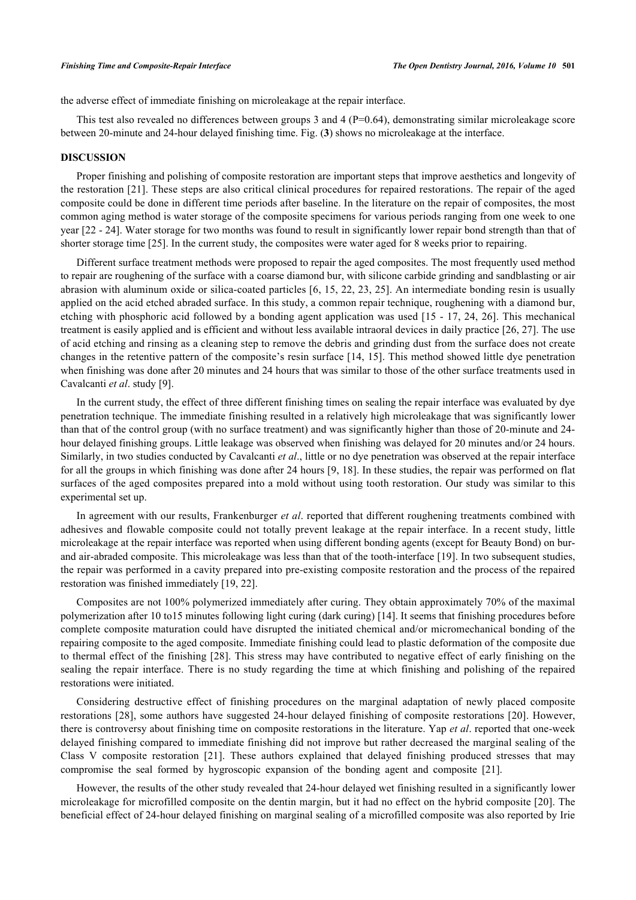the adverse effect of immediate finishing on microleakage at the repair interface.

This test also revealed no differences between groups 3 and 4 (P=0.64), demonstrating similar microleakage score between 20-minute and 24-hour delayed finishing time. Fig. (**3**) shows no microleakage at the interface.

## DISCUSSION

Proper finishing and polishing of composite restoration are important steps that improve aesthetics and longevity of the restoration [21]. These steps are also critical clinical procedures for repaired restorations. The repair of the aged composite could be done in different time periods after baseline. In the literature on the repair of composites, the most common aging method is water storage of the composite specimens for various periods ranging from one week to one year [22 - 24]. Water storage for two months was found to result in significantly lower repair bond strength than that of shorter storage time [25]. In the current study, the composites were water aged for 8 weeks prior to repairing.

Different surface treatment methods were proposed to repair the aged composites. The most frequently used method to repair are roughening of the surface with a coarse diamond bur, with silicone carbide grinding and sandblasting or air abrasion with aluminum oxide or silica-coated particles [6, 15, 22, 23, 25]. An intermediate bonding resin is usually applied on the acid etched abraded surface. In this study, a common repair technique, roughening with a diamond bur, etching with phosphoric acid followed by a bonding agent application was used [15 - 17, 24, 26]. This mechanical treatment is easily applied and is efficient and without less available intraoral devices in daily practice [26, 27]. The use of acid etching and rinsing as a cleaning step to remove the debris and grinding dust from the surface does not create changes in the retentive pattern of the composite's resin surface [14, 15]. This method showed little dye penetration when finishing was done after 20 minutes and 24 hours that was similar to those of the other surface treatments used in Cavalcanti *et al*. study [9].

In the current study, the effect of three different finishing times on sealing the repair interface was evaluated by dye penetration technique. The immediate finishing resulted in a relatively high microleakage that was significantly lower than that of the control group (with no surface treatment) and was significantly higher than those of 20-minute and 24-hour delayed finishing groups. Little leakage was observed when finishing was delayed for 20 minutes and/or 24 hours. Similarly, in two studies conducted by Cavalcanti *et al*., little or no dye penetration was observed at the repair interface for all the groups in which finishing was done after 24 hours [9, 18]. In these studies, the repair was performed on flat surfaces of the aged composites prepared into a mold without using tooth restoration. Our study was similar to this experimental set up.

In agreement with our results, Frankenburger *et al*. reported that different roughening treatments combined with adhesives and flowable composite could not totally prevent leakage at the repair interface. In a recent study, little microleakage at the repair interface was reported when using different bonding agents (except for Beauty Bond) on bur- and air-abraded composite. This microleakage was less than that of the tooth-interface [19]. In two subsequent studies, the repair was performed in a cavity prepared into pre-existing composite restoration and the process of the repaired restoration was finished immediately [19, 22].

Composites are not 100% polymerized immediately after curing. They obtain approximately 70% of the maximal polymerization after 10 to15 minutes following light curing (dark curing) [14]. It seems that finishing procedures before complete composite maturation could have disrupted the initiated chemical and/or micromechanical bonding of the repairing composite to the aged composite. Immediate finishing could lead to plastic deformation of the composite due to thermal effect of the finishing [28]. This stress may have contributed to negative effect of early finishing on the sealing the repair interface. There is no study regarding the time at which finishing and polishing of the repaired restorations were initiated.

Considering destructive effect of finishing procedures on the marginal adaptation of newly placed composite restorations [28], some authors have suggested 24-hour delayed finishing of composite restorations [20]. However, there is controversy about finishing time on composite restorations in the literature. Yap *et al*. reported that one-week delayed finishing compared to immediate finishing did not improve but rather decreased the marginal sealing of the Class V composite restoration [21]. These authors explained that delayed finishing produced stresses that may compromise the seal formed by hygroscopic expansion of the bonding agent and composite [21].

However, the results of the other study revealed that 24-hour delayed wet finishing resulted in a significantly lower microleakage for microfilled composite on the dentin margin, but it had no effect on the hybrid composite [20]. The beneficial effect of 24-hour delayed finishing on marginal sealing of a microfilled composite was also reported by Irie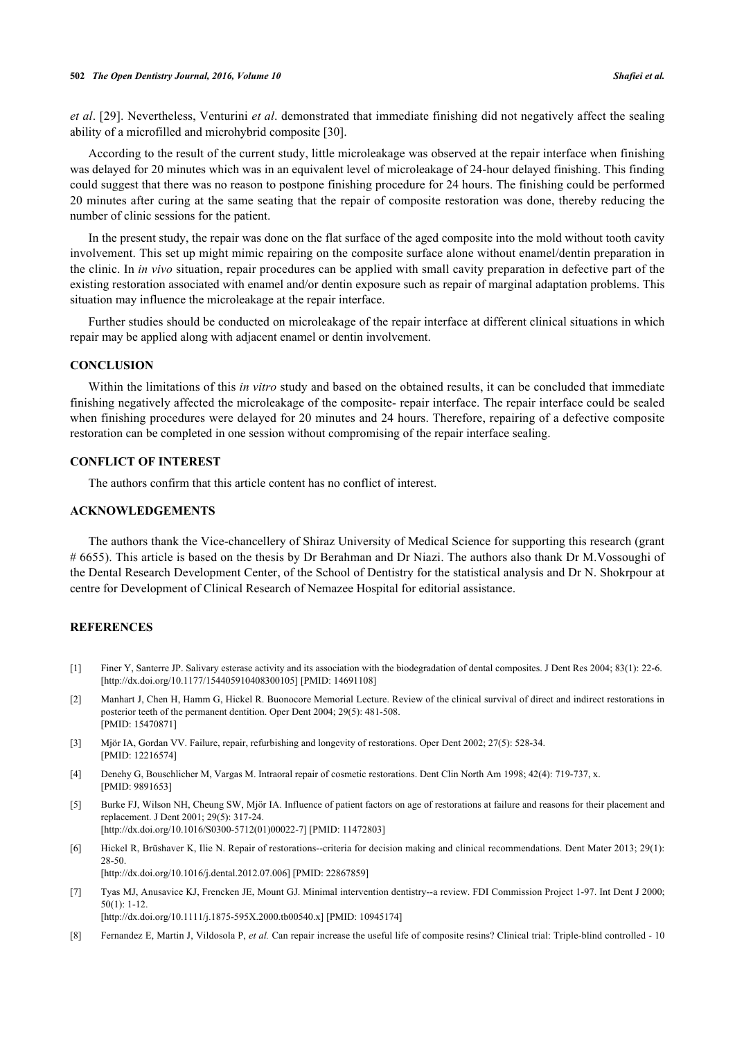*et al*. [29]. Nevertheless, Venturini *et al*. demonstrated that immediate finishing did not negatively affect the sealing ability of a microfilled and microhybrid composite [30].

According to the result of the current study, little microleakage was observed at the repair interface when finishing was delayed for 20 minutes which was in an equivalent level of microleakage of 24-hour delayed finishing. This finding could suggest that there was no reason to postpone finishing procedure for 24 hours. The finishing could be performed 20 minutes after curing at the same seating that the repair of composite restoration was done, thereby reducing the number of clinic sessions for the patient.

In the present study, the repair was done on the flat surface of the aged composite into the mold without tooth cavity involvement. This set up might mimic repairing on the composite surface alone without enamel/dentin preparation in the clinic. In *in vivo* situation, repair procedures can be applied with small cavity preparation in defective part of the existing restoration associated with enamel and/or dentin exposure such as repair of marginal adaptation problems. This situation may influence the microleakage at the repair interface.

Further studies should be conducted on microleakage of the repair interface at different clinical situations in which repair may be applied along with adjacent enamel or dentin involvement.

## CONCLUSION

Within the limitations of this *in vitro* study and based on the obtained results, it can be concluded that immediate finishing negatively affected the microleakage of the composite- repair interface. The repair interface could be sealed when finishing procedures were delayed for 20 minutes and 24 hours. Therefore, repairing of a defective composite restoration can be completed in one session without compromising of the repair interface sealing.

## CONFLICT OF INTEREST

The authors confirm that this article content has no conflict of interest.

## ACKNOWLEDGEMENTS

The authors thank the Vice-chancellery of Shiraz University of Medical Science for supporting this research (grant # 6655). This article is based on the thesis by Dr Berahman and Dr Niazi. The authors also thank Dr M.Vossoughi of the Dental Research Development Center, of the School of Dentistry for the statistical analysis and Dr N. Shokrpour at centre for Development of Clinical Research of Nemazee Hospital for editorial assistance.

## REFERENCES

[1] Finer Y, Santerre JP. Salivary esterase activity and its association with the biodegradation of dental composites. J Dent Res 2004; 83(1): 22-6. [http://dx.doi.org/10.1177/154405910408300105] [PMID: 14691108]

[2] Manhart J, Chen H, Hamm G, Hickel R. Buonocore Memorial Lecture. Review of the clinical survival of direct and indirect restorations in posterior teeth of the permanent dentition. Oper Dent 2004; 29(5): 481-508. [PMID: 15470871]

[3] Mjör IA, Gordan VV. Failure, repair, refurbishing and longevity of restorations. Oper Dent 2002; 27(5): 528-34. [PMID: 12216574]

[4] Denehy G, Bouschlicher M, Vargas M. Intraoral repair of cosmetic restorations. Dent Clin North Am 1998; 42(4): 719-737, x. [PMID: 9891653]

[5] Burke FJ, Wilson NH, Cheung SW, Mjör IA. Influence of patient factors on age of restorations at failure and reasons for their placement and replacement. J Dent 2001; 29(5): 317-24. [http://dx.doi.org/10.1016/S0300-5712(01)00022-7] [PMID: 11472803]

[6] Hickel R, Brüshaver K, Ilie N. Repair of restorations--criteria for decision making and clinical recommendations. Dent Mater 2013; 29(1): 28-50. [http://dx.doi.org/10.1016/j.dental.2012.07.006] [PMID: 22867859]

[7] Tyas MJ, Anusavice KJ, Frencken JE, Mount GJ. Minimal intervention dentistry--a review. FDI Commission Project 1-97. Int Dent J 2000; 50(1): 1-12. [http://dx.doi.org/10.1111/j.1875-595X.2000.tb00540.x] [PMID: 10945174]

[8] Fernandez E, Martin J, Vildosola P, *et al.* Can repair increase the useful life of composite resins? Clinical trial: Triple-blind controlled - 10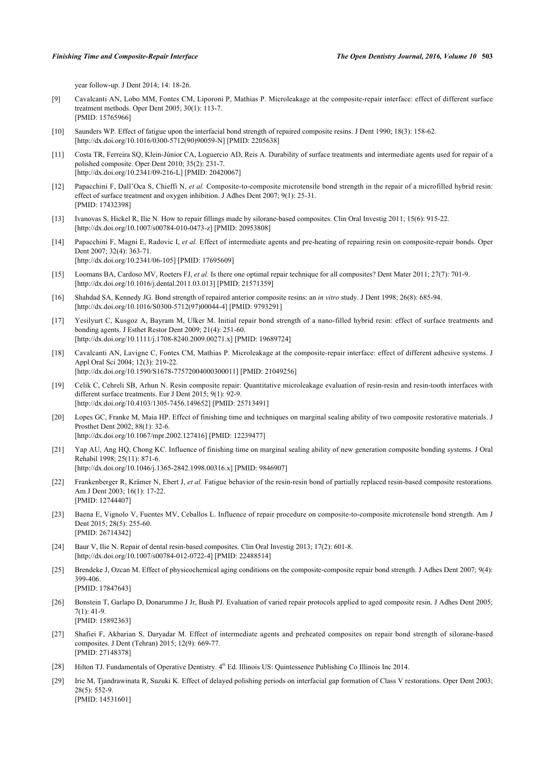year follow-up. J Dent 2014; 14: 18-26.

[9] Cavalcanti AN, Lobo MM, Fontes CM, Liporoni P, Mathias P. Microleakage at the composite-repair interface: effect of different surface treatment methods. Oper Dent 2005; 30(1): 113-7.
[PMID: 15765966]

[10] Saunders WP. Effect of fatigue upon the interfacial bond strength of repaired composite resins. J Dent 1990; 18(3): 158-62.
[http://dx.doi.org/10.1016/0300-5712(90)90059-N] [PMID: 2205638]

[11] Costa TR, Ferreira SQ, Klein-Júnior CA, Loguercio AD, Reis A. Durability of surface treatments and intermediate agents used for repair of a polished composite. Oper Dent 2010; 35(2): 231-7.
[http://dx.doi.org/10.2341/09-216-L] [PMID: 20420067]

[12] Papacchini F, Dall'Oca S, Chieffi N, *et al.* Composite-to-composite microtensile bond strength in the repair of a microfilled hybrid resin: effect of surface treatment and oxygen inhibition. J Adhes Dent 2007; 9(1): 25-31.
[PMID: 17432398]

[13] Ivanovas S, Hickel R, Ilie N. How to repair fillings made by silorane-based composites. Clin Oral Investig 2011; 15(6): 915-22.
[http://dx.doi.org/10.1007/s00784-010-0473-z] [PMID: 20953808]

[14] Papacchini F, Magni E, Radovic I, *et al.* Effect of intermediate agents and pre-heating of repairing resin on composite-repair bonds. Oper Dent 2007; 32(4): 363-71.
[http://dx.doi.org/10.2341/06-105] [PMID: 17695609]

[15] Loomans BA, Cardoso MV, Roeters FJ, *et al.* Is there one optimal repair technique for all composites? Dent Mater 2011; 27(7): 701-9.
[http://dx.doi.org/10.1016/j.dental.2011.03.013] [PMID: 21571359]

[16] Shahdad SA, Kennedy JG. Bond strength of repaired anterior composite resins: an *in vitro* study. J Dent 1998; 26(8): 685-94.
[http://dx.doi.org/10.1016/S0300-5712(97)00044-4] [PMID: 9793291]

[17] Yesilyurt C, Kusgoz A, Bayram M, Ulker M. Initial repair bond strength of a nano-filled hybrid resin: effect of surface treatments and bonding agents. J Esthet Restor Dent 2009; 21(4): 251-60.
[http://dx.doi.org/10.1111/j.1708-8240.2009.00271.x] [PMID: 19689724]

[18] Cavalcanti AN, Lavigne C, Fontes CM, Mathias P. Microleakage at the composite-repair interface: effect of different adhesive systems. J Appl Oral Sci 2004; 12(3): 219-22.
[http://dx.doi.org/10.1590/S1678-77572004000300011] [PMID: 21049256]

[19] Celik C, Cehreli SB, Arhun N. Resin composite repair: Quantitative microleakage evaluation of resin-resin and resin-tooth interfaces with different surface treatments. Eur J Dent 2015; 9(1): 92-9.
[http://dx.doi.org/10.4103/1305-7456.149652] [PMID: 25713491]

[20] Lopes GC, Franke M, Maia HP. Effect of finishing time and techniques on marginal sealing ability of two composite restorative materials. J Prosthet Dent 2002; 88(1): 32-6.
[http://dx.doi.org/10.1067/mpr.2002.127416] [PMID: 12239477]

[21] Yap AU, Ang HQ, Chong KC. Influence of finishing time on marginal sealing ability of new generation composite bonding systems. J Oral Rehabil 1998; 25(11): 871-6.
[http://dx.doi.org/10.1046/j.1365-2842.1998.00316.x] [PMID: 9846907]

[22] Frankenberger R, Krämer N, Ebert J, *et al.* Fatigue behavior of the resin-resin bond of partially replaced resin-based composite restorations. Am J Dent 2003; 16(1): 17-22.
[PMID: 12744407]

[23] Baena E, Vignolo V, Fuentes MV, Ceballos L. Influence of repair procedure on composite-to-composite microtensile bond strength. Am J Dent 2015; 28(5): 255-60.
[PMID: 26714342]

[24] Baur V, Ilie N. Repair of dental resin-based composites. Clin Oral Investig 2013; 17(2): 601-8.
[http://dx.doi.org/10.1007/s00784-012-0722-4] [PMID: 22488514]

[25] Brendeke J, Ozcan M. Effect of physicochemical aging conditions on the composite-composite repair bond strength. J Adhes Dent 2007; 9(4): 399-406.
[PMID: 17847643]

[26] Bonstein T, Garlapo D, Donarummo J Jr, Bush PJ. Evaluation of varied repair protocols applied to aged composite resin. J Adhes Dent 2005; 7(1): 41-9.
[PMID: 15892363]

[27] Shafiei F, Akbarian S, Daryadar M. Effect of intermediate agents and preheated composites on repair bond strength of silorane-based composites. J Dent (Tehran) 2015; 12(9): 669-77.
[PMID: 27148378]

[28] Hilton TJ. Fundamentals of Operative Dentistry. 4th Ed. Illinois US: Quintessence Publishing Co Illinois Inc 2014.

[29] Irie M, Tjandrawinata R, Suzuki K. Effect of delayed polishing periods on interfacial gap formation of Class V restorations. Oper Dent 2003; 28(5): 552-9.
[PMID: 14531601]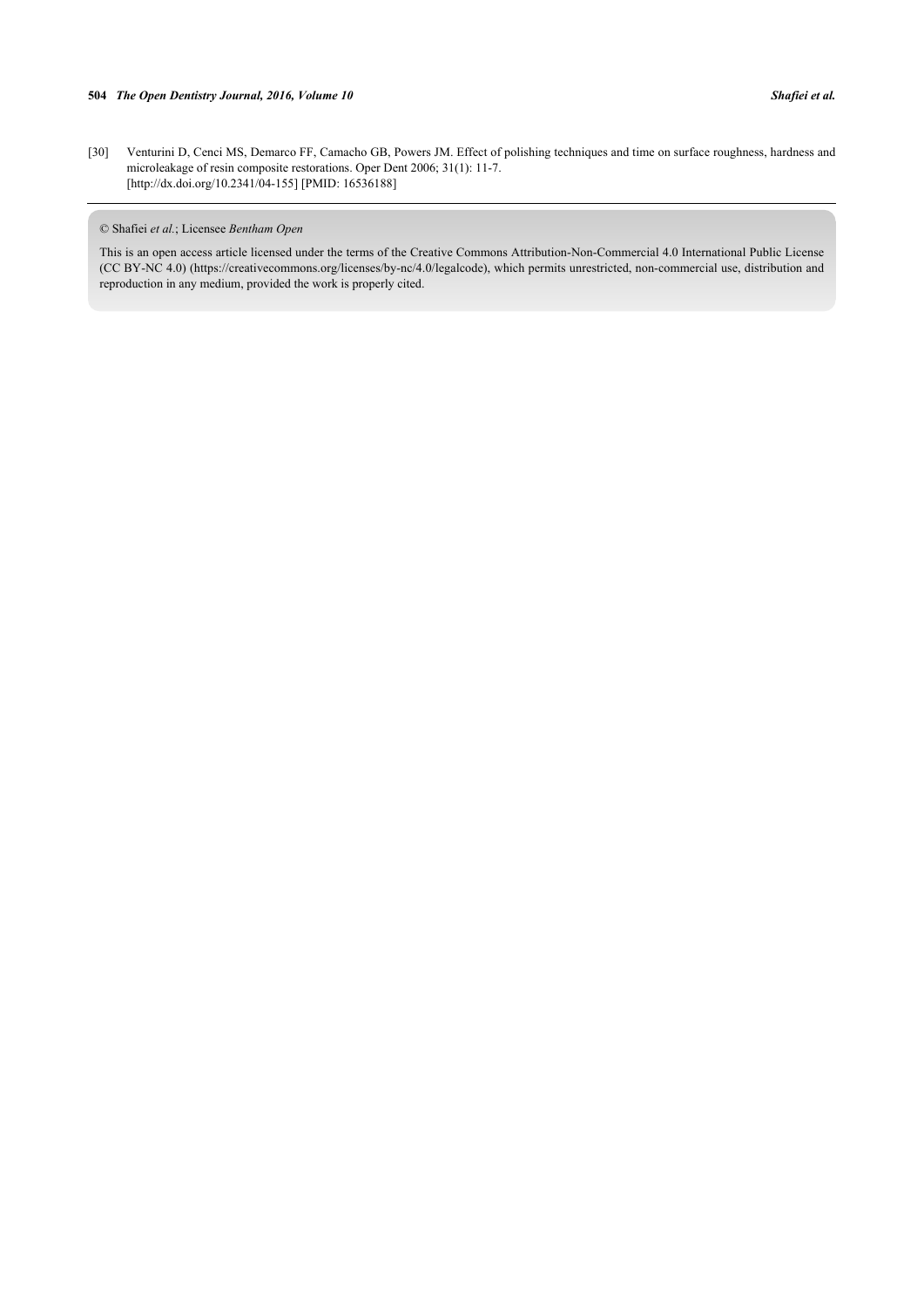[30] Venturini D, Cenci MS, Demarco FF, Camacho GB, Powers JM. Effect of polishing techniques and time on surface roughness, hardness and microleakage of resin composite restorations. Oper Dent 2006; 31(1): 11-7. [http://dx.doi.org/10.2341/04-155] [PMID: 16536188]

---

© Shafiei *et al.*; Licensee *Bentham Open*

This is an open access article licensed under the terms of the Creative Commons Attribution-Non-Commercial 4.0 International Public License (CC BY-NC 4.0) (https://creativecommons.org/licenses/by-nc/4.0/legalcode), which permits unrestricted, non-commercial use, distribution and reproduction in any medium, provided the work is properly cited.